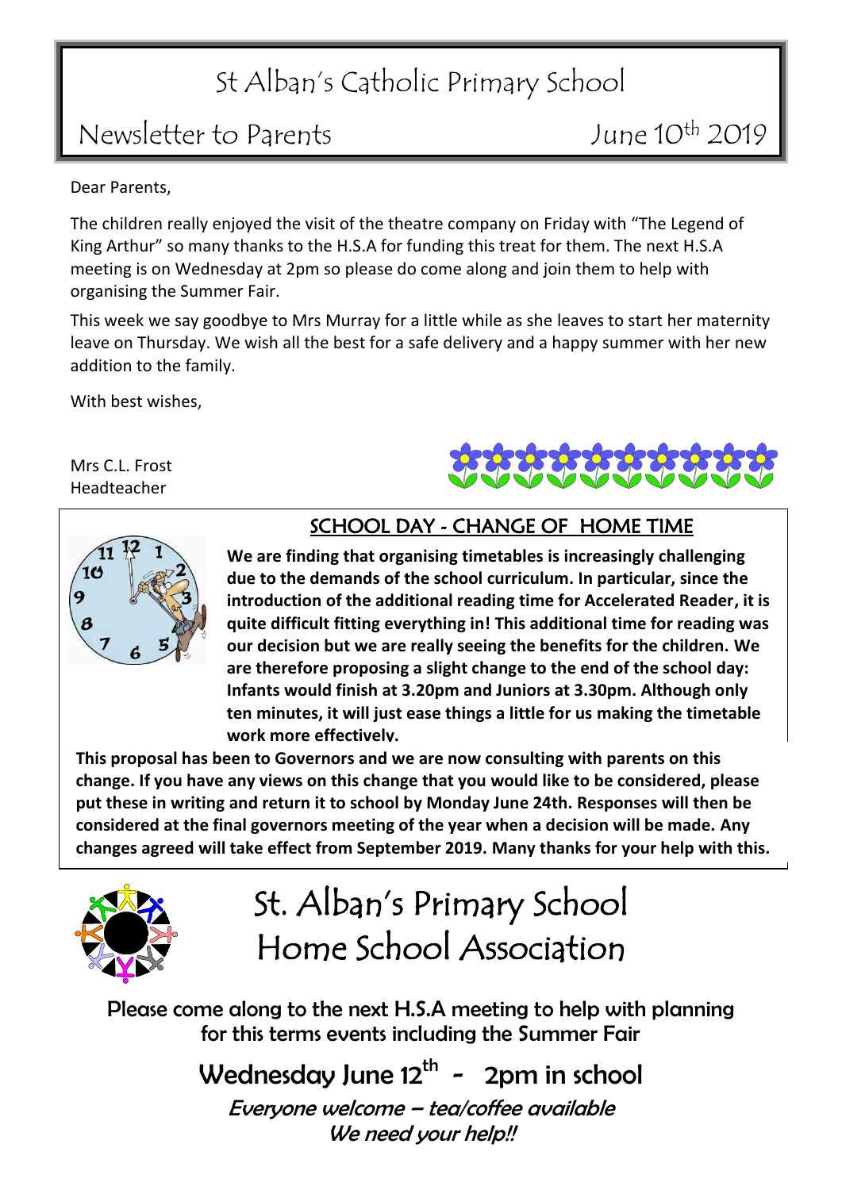# St Alban's Catholic Primary School

## Newsletter to Parents — June 10th 2019

Dear Parents,

The children really enjoyed the visit of the theatre company on Friday with "The Legend of King Arthur" so many thanks to the H.S.A for funding this treat for them. The next H.S.A meeting is on Wednesday at 2pm so please do come along and join them to help with organising the Summer Fair.

This week we say goodbye to Mrs Murray for a little while as she leaves to start her maternity leave on Thursday. We wish all the best for a safe delivery and a happy summer with her new addition to the family.

With best wishes,

Mrs C.L. Frost
Headteacher

## SCHOOL DAY - CHANGE OF HOME TIME

**We are finding that organising timetables is increasingly challenging due to the demands of the school curriculum. In particular, since the introduction of the additional reading time for Accelerated Reader, it is quite difficult fitting everything in! This additional time for reading was our decision but we are really seeing the benefits for the children. We are therefore proposing a slight change to the end of the school day: Infants would finish at 3.20pm and Juniors at 3.30pm. Although only ten minutes, it will just ease things a little for us making the timetable work more effectively.**

**This proposal has been to Governors and we are now consulting with parents on this change. If you have any views on this change that you would like to be considered, please put these in writing and return it to school by Monday June 24th. Responses will then be considered at the final governors meeting of the year when a decision will be made. Any changes agreed will take effect from September 2019. Many thanks for your help with this.**

# St. Alban's Primary School Home School Association

Please come along to the next H.S.A meeting to help with planning for this terms events including the Summer Fair

## Wednesday June 12th - 2pm in school

*Everyone welcome – tea/coffee available*
*We need your help!!*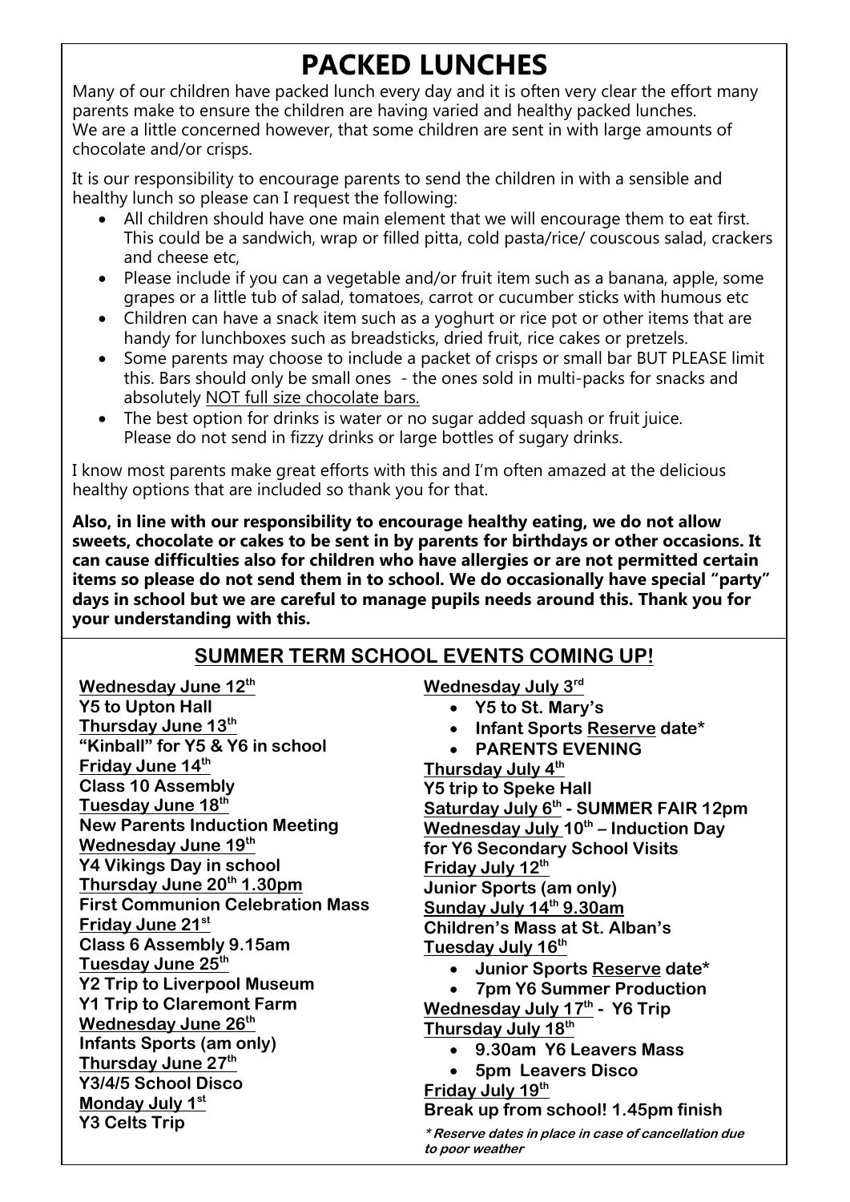# PACKED LUNCHES

Many of our children have packed lunch every day and it is often very clear the effort many parents make to ensure the children are having varied and healthy packed lunches.
We are a little concerned however, that some children are sent in with large amounts of chocolate and/or crisps.

It is our responsibility to encourage parents to send the children in with a sensible and healthy lunch so please can I request the following:

- All children should have one main element that we will encourage them to eat first. This could be a sandwich, wrap or filled pitta, cold pasta/rice/ couscous salad, crackers and cheese etc,
- Please include if you can a vegetable and/or fruit item such as a banana, apple, some grapes or a little tub of salad, tomatoes, carrot or cucumber sticks with humous etc
- Children can have a snack item such as a yoghurt or rice pot or other items that are handy for lunchboxes such as breadsticks, dried fruit, rice cakes or pretzels.
- Some parents may choose to include a packet of crisps or small bar BUT PLEASE limit this. Bars should only be small ones - the ones sold in multi-packs for snacks and absolutely NOT full size chocolate bars.
- The best option for drinks is water or no sugar added squash or fruit juice. Please do not send in fizzy drinks or large bottles of sugary drinks.

I know most parents make great efforts with this and I'm often amazed at the delicious healthy options that are included so thank you for that.

**Also, in line with our responsibility to encourage healthy eating, we do not allow sweets, chocolate or cakes to be sent in by parents for birthdays or other occasions. It can cause difficulties also for children who have allergies or are not permitted certain items so please do not send them in to school. We do occasionally have special "party" days in school but we are careful to manage pupils needs around this. Thank you for your understanding with this.**

## SUMMER TERM SCHOOL EVENTS COMING UP!

**Wednesday June 12th**
**Y5 to Upton Hall**
**Thursday June 13th**
**"Kinball" for Y5 & Y6 in school**
**Friday June 14th**
**Class 10 Assembly**
**Tuesday June 18th**
**New Parents Induction Meeting**
**Wednesday June 19th**
**Y4 Vikings Day in school**
**Thursday June 20th 1.30pm**
**First Communion Celebration Mass**
**Friday June 21st**
**Class 6 Assembly 9.15am**
**Tuesday June 25th**
**Y2 Trip to Liverpool Museum**
**Y1 Trip to Claremont Farm**
**Wednesday June 26th**
**Infants Sports (am only)**
**Thursday June 27th**
**Y3/4/5 School Disco**
**Monday July 1st**
**Y3 Celts Trip**

**Wednesday July 3rd**
- **Y5 to St. Mary's**
- **Infant Sports Reserve date***
- **PARENTS EVENING**

**Thursday July 4th**
**Y5 trip to Speke Hall**
**Saturday July 6th - SUMMER FAIR 12pm**
**Wednesday July 10th – Induction Day for Y6 Secondary School Visits**
**Friday July 12th**
**Junior Sports (am only)**
**Sunday July 14th 9.30am**
**Children's Mass at St. Alban's**
**Tuesday July 16th**
- **Junior Sports Reserve date***
- **7pm Y6 Summer Production**

**Wednesday July 17th - Y6 Trip**
**Thursday July 18th**
- **9.30am Y6 Leavers Mass**
- **5pm Leavers Disco**

**Friday July 19th**
**Break up from school! 1.45pm finish**

***\* Reserve dates in place in case of cancellation due to poor weather***